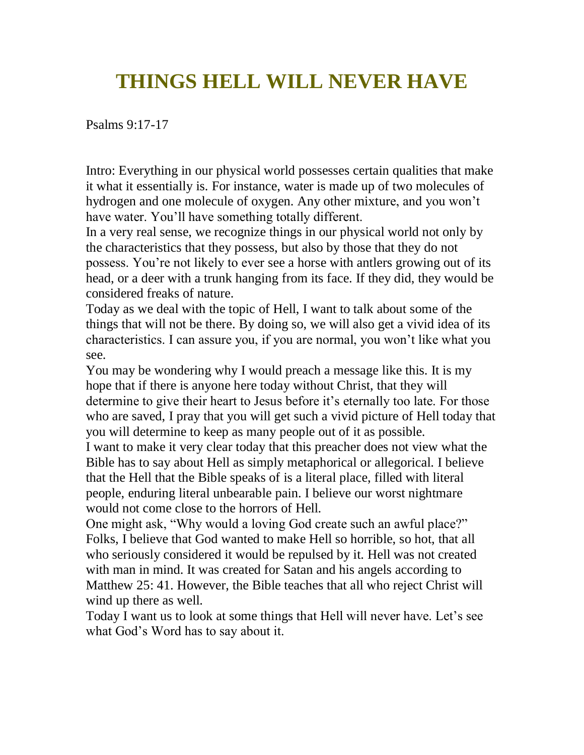# THINGS HELL WILL NEVER HAVE

Psalms 9:17-17

Intro: Everything in our physical world possesses certain qualities that make it what it essentially is. For instance, water is made up of two molecules of hydrogen and one molecule of oxygen. Any other mixture, and you won't have water. You'll have something totally different.

In a very real sense, we recognize things in our physical world not only by the characteristics that they possess, but also by those that they do not possess. You're not likely to ever see a horse with antlers growing out of its head, or a deer with a trunk hanging from its face. If they did, they would be considered freaks of nature.

Today as we deal with the topic of Hell, I want to talk about some of the things that will not be there. By doing so, we will also get a vivid idea of its characteristics. I can assure you, if you are normal, you won't like what you see.

You may be wondering why I would preach a message like this. It is my hope that if there is anyone here today without Christ, that they will determine to give their heart to Jesus before it's eternally too late. For those who are saved, I pray that you will get such a vivid picture of Hell today that you will determine to keep as many people out of it as possible.

I want to make it very clear today that this preacher does not view what the Bible has to say about Hell as simply metaphorical or allegorical. I believe that the Hell that the Bible speaks of is a literal place, filled with literal people, enduring literal unbearable pain. I believe our worst nightmare would not come close to the horrors of Hell.

One might ask, "Why would a loving God create such an awful place?" Folks, I believe that God wanted to make Hell so horrible, so hot, that all who seriously considered it would be repulsed by it. Hell was not created with man in mind. It was created for Satan and his angels according to Matthew 25: 41. However, the Bible teaches that all who reject Christ will wind up there as well.

Today I want us to look at some things that Hell will never have. Let's see what God's Word has to say about it.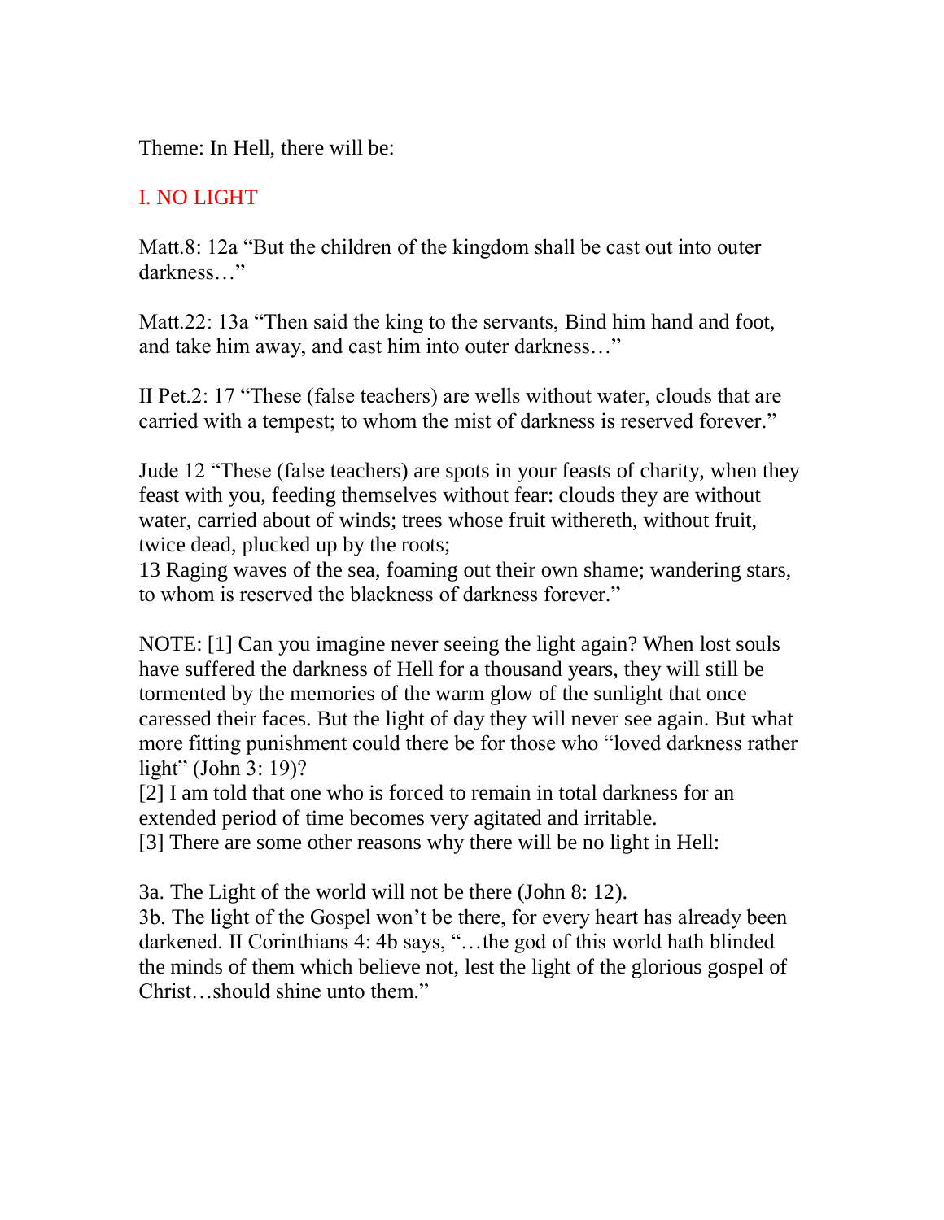Theme: In Hell, there will be:

## I. NO LIGHT

Matt.8: 12a "But the children of the kingdom shall be cast out into outer darkness…"

Matt.22: 13a "Then said the king to the servants, Bind him hand and foot, and take him away, and cast him into outer darkness…"

II Pet.2: 17 "These (false teachers) are wells without water, clouds that are carried with a tempest; to whom the mist of darkness is reserved forever."

Jude 12 "These (false teachers) are spots in your feasts of charity, when they feast with you, feeding themselves without fear: clouds they are without water, carried about of winds; trees whose fruit withereth, without fruit, twice dead, plucked up by the roots;
13 Raging waves of the sea, foaming out their own shame; wandering stars, to whom is reserved the blackness of darkness forever."

NOTE: [1] Can you imagine never seeing the light again? When lost souls have suffered the darkness of Hell for a thousand years, they will still be tormented by the memories of the warm glow of the sunlight that once caressed their faces. But the light of day they will never see again. But what more fitting punishment could there be for those who "loved darkness rather light" (John 3: 19)?
[2] I am told that one who is forced to remain in total darkness for an extended period of time becomes very agitated and irritable.
[3] There are some other reasons why there will be no light in Hell:

3a. The Light of the world will not be there (John 8: 12).
3b. The light of the Gospel won't be there, for every heart has already been darkened. II Corinthians 4: 4b says, "…the god of this world hath blinded the minds of them which believe not, lest the light of the glorious gospel of Christ…should shine unto them."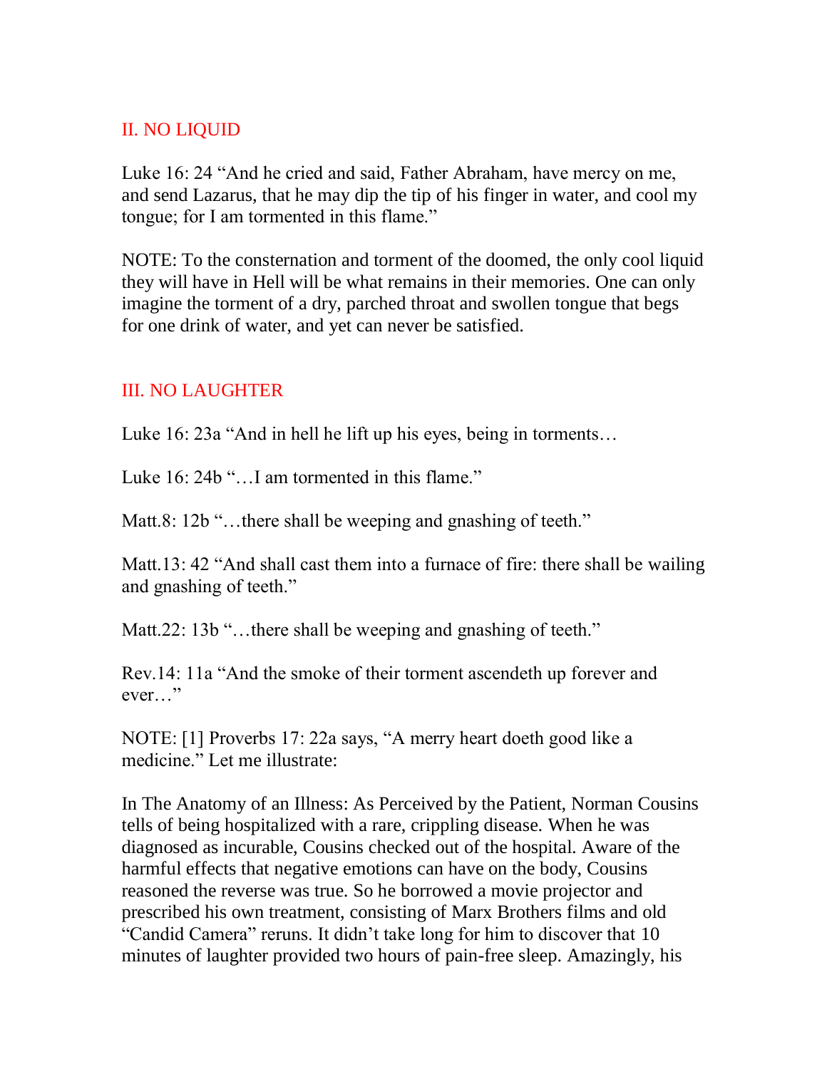## II. NO LIQUID

Luke 16: 24 “And he cried and said, Father Abraham, have mercy on me, and send Lazarus, that he may dip the tip of his finger in water, and cool my tongue; for I am tormented in this flame.”

NOTE: To the consternation and torment of the doomed, the only cool liquid they will have in Hell will be what remains in their memories. One can only imagine the torment of a dry, parched throat and swollen tongue that begs for one drink of water, and yet can never be satisfied.

## III. NO LAUGHTER

Luke 16: 23a “And in hell he lift up his eyes, being in torments…

Luke 16: 24b “…I am tormented in this flame.”

Matt.8: 12b “…there shall be weeping and gnashing of teeth.”

Matt.13: 42 “And shall cast them into a furnace of fire: there shall be wailing and gnashing of teeth.”

Matt.22: 13b “…there shall be weeping and gnashing of teeth.”

Rev.14: 11a “And the smoke of their torment ascendeth up forever and ever…”

NOTE: [1] Proverbs 17: 22a says, “A merry heart doeth good like a medicine.” Let me illustrate:

In The Anatomy of an Illness: As Perceived by the Patient, Norman Cousins tells of being hospitalized with a rare, crippling disease. When he was diagnosed as incurable, Cousins checked out of the hospital. Aware of the harmful effects that negative emotions can have on the body, Cousins reasoned the reverse was true. So he borrowed a movie projector and prescribed his own treatment, consisting of Marx Brothers films and old “Candid Camera” reruns. It didn’t take long for him to discover that 10 minutes of laughter provided two hours of pain-free sleep. Amazingly, his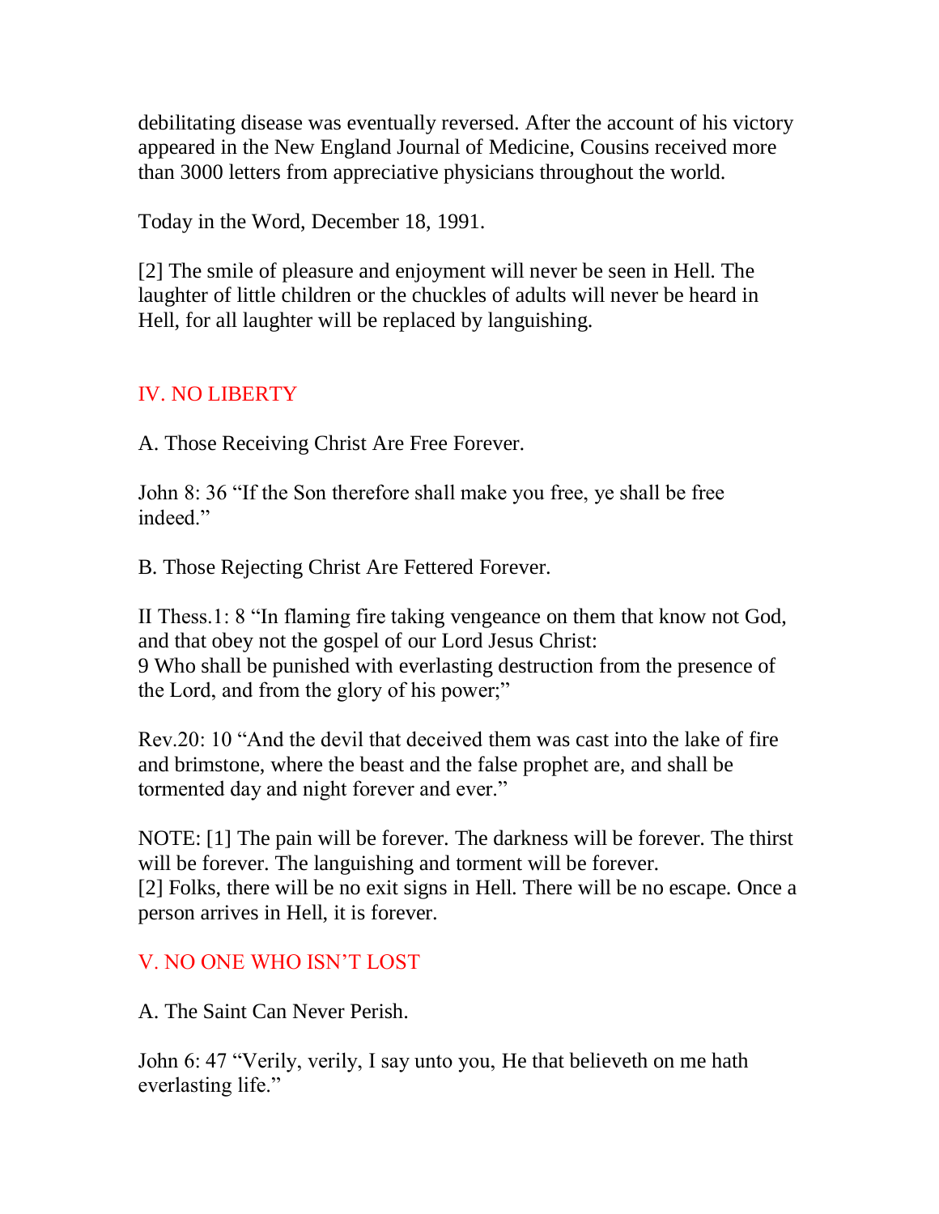debilitating disease was eventually reversed. After the account of his victory appeared in the New England Journal of Medicine, Cousins received more than 3000 letters from appreciative physicians throughout the world.

Today in the Word, December 18, 1991.

[2] The smile of pleasure and enjoyment will never be seen in Hell. The laughter of little children or the chuckles of adults will never be heard in Hell, for all laughter will be replaced by languishing.

## IV. NO LIBERTY

A. Those Receiving Christ Are Free Forever.

John 8: 36 "If the Son therefore shall make you free, ye shall be free indeed."

B. Those Rejecting Christ Are Fettered Forever.

II Thess.1: 8 "In flaming fire taking vengeance on them that know not God, and that obey not the gospel of our Lord Jesus Christ:
9 Who shall be punished with everlasting destruction from the presence of the Lord, and from the glory of his power;"

Rev.20: 10 "And the devil that deceived them was cast into the lake of fire and brimstone, where the beast and the false prophet are, and shall be tormented day and night forever and ever."

NOTE: [1] The pain will be forever. The darkness will be forever. The thirst will be forever. The languishing and torment will be forever.
[2] Folks, there will be no exit signs in Hell. There will be no escape. Once a person arrives in Hell, it is forever.

## V. NO ONE WHO ISN'T LOST

A. The Saint Can Never Perish.

John 6: 47 "Verily, verily, I say unto you, He that believeth on me hath everlasting life."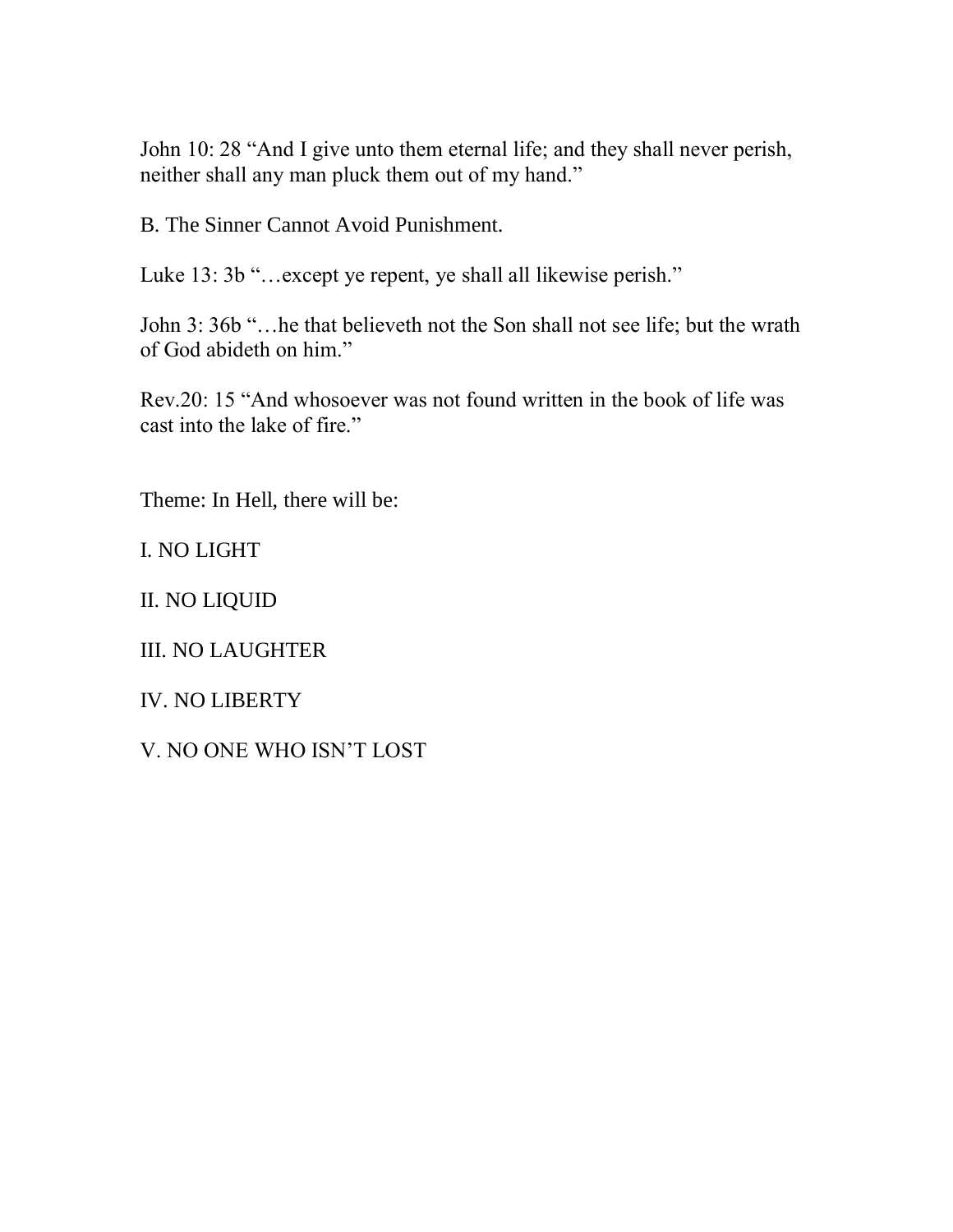John 10: 28 “And I give unto them eternal life; and they shall never perish, neither shall any man pluck them out of my hand.”

B. The Sinner Cannot Avoid Punishment.

Luke 13: 3b “…except ye repent, ye shall all likewise perish.”

John 3: 36b “…he that believeth not the Son shall not see life; but the wrath of God abideth on him.”

Rev.20: 15 “And whosoever was not found written in the book of life was cast into the lake of fire.”

Theme: In Hell, there will be:

I. NO LIGHT

II. NO LIQUID

III. NO LAUGHTER

IV. NO LIBERTY

V. NO ONE WHO ISN’T LOST